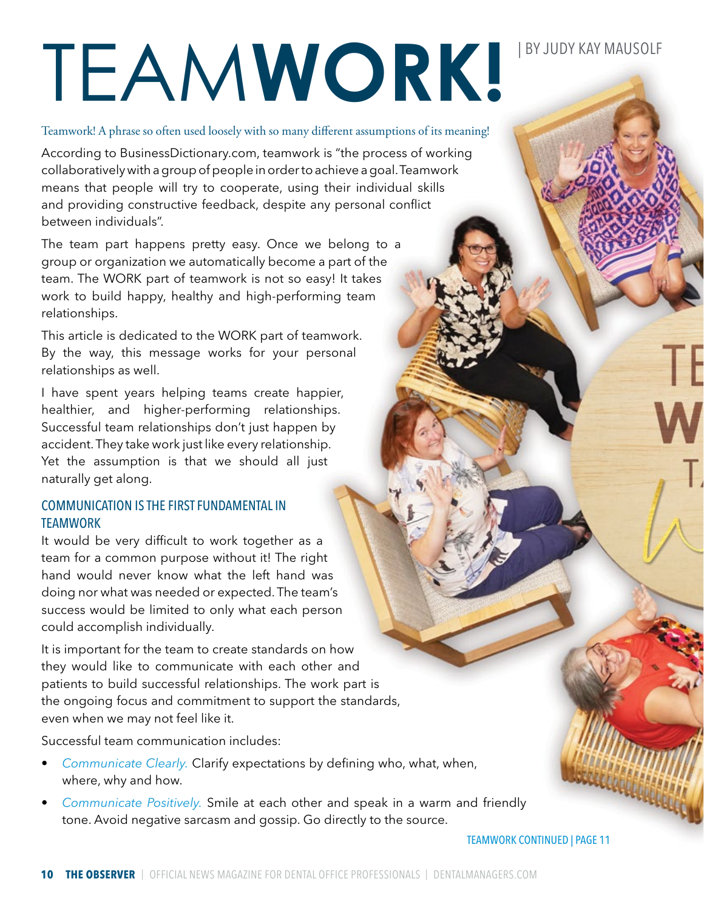# TEAM**WORK!**

| BY JUDY KAY MAUSOLF

Teamwork! A phrase so often used loosely with so many different assumptions of its meaning!

According to BusinessDictionary.com, teamwork is "the process of working collaboratively with a group of people in order to achieve a goal. Teamwork means that people will try to cooperate, using their individual skills and providing constructive feedback, despite any personal conflict between individuals".

The team part happens pretty easy. Once we belong to a group or organization we automatically become a part of the team. The WORK part of teamwork is not so easy! It takes work to build happy, healthy and high-performing team relationships.

This article is dedicated to the WORK part of teamwork. By the way, this message works for your personal relationships as well.

I have spent years helping teams create happier, healthier, and higher-performing relationships. Successful team relationships don't just happen by accident. They take work just like every relationship. Yet the assumption is that we should all just naturally get along.

## COMMUNICATION IS THE FIRST FUNDAMENTAL IN TEAMWORK

It would be very difficult to work together as a team for a common purpose without it! The right hand would never know what the left hand was doing nor what was needed or expected. The team's success would be limited to only what each person could accomplish individually.

It is important for the team to create standards on how they would like to communicate with each other and patients to build successful relationships. The work part is the ongoing focus and commitment to support the standards, even when we may not feel like it.

Successful team communication includes:

- *Communicate Clearly.* Clarify expectations by defining who, what, when, where, why and how.
- *Communicate Positively.* Smile at each other and speak in a warm and friendly tone. Avoid negative sarcasm and gossip. Go directly to the source.

TEAMWORK CONTINUED | PAGE 11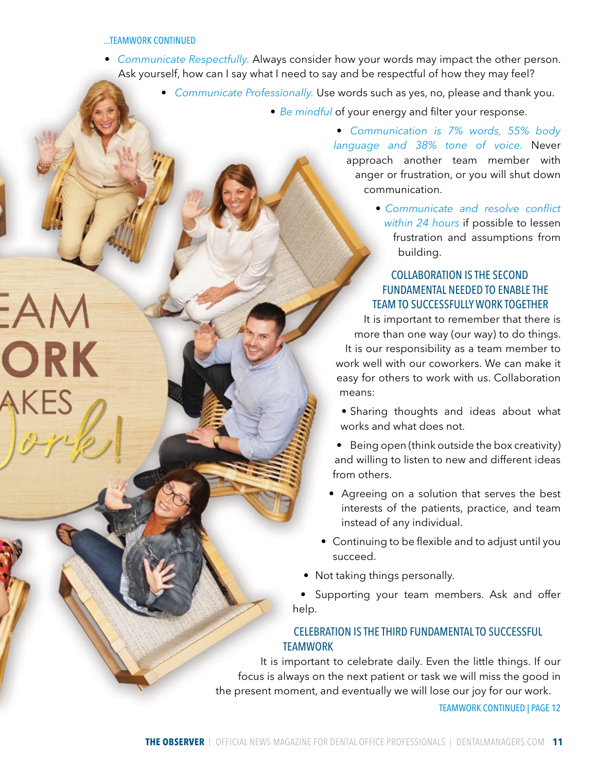...TEAMWORK CONTINUED

- *Communicate Respectfully.* Always consider how your words may impact the other person. Ask yourself, how can I say what I need to say and be respectful of how they may feel?
- *Communicate Professionally.* Use words such as yes, no, please and thank you.
- *Be mindful* of your energy and filter your response.
- *Communication is 7% words, 55% body language and 38% tone of voice.* Never approach another team member with anger or frustration, or you will shut down communication.
- *Communicate and resolve conflict within 24 hours* if possible to lessen frustration and assumptions from building.

## COLLABORATION IS THE SECOND FUNDAMENTAL NEEDED TO ENABLE THE TEAM TO SUCCESSFULLY WORK TOGETHER

It is important to remember that there is more than one way (our way) to do things. It is our responsibility as a team member to work well with our coworkers. We can make it easy for others to work with us. Collaboration means:

- Sharing thoughts and ideas about what works and what does not.
- Being open (think outside the box creativity) and willing to listen to new and different ideas from others.
- Agreeing on a solution that serves the best interests of the patients, practice, and team instead of any individual.
- Continuing to be flexible and to adjust until you succeed.
- Not taking things personally.
- Supporting your team members. Ask and offer help.

## CELEBRATION IS THE THIRD FUNDAMENTAL TO SUCCESSFUL TEAMWORK

It is important to celebrate daily. Even the little things. If our focus is always on the next patient or task we will miss the good in the present moment, and eventually we will lose our joy for our work.

TEAMWORK CONTINUED | PAGE 12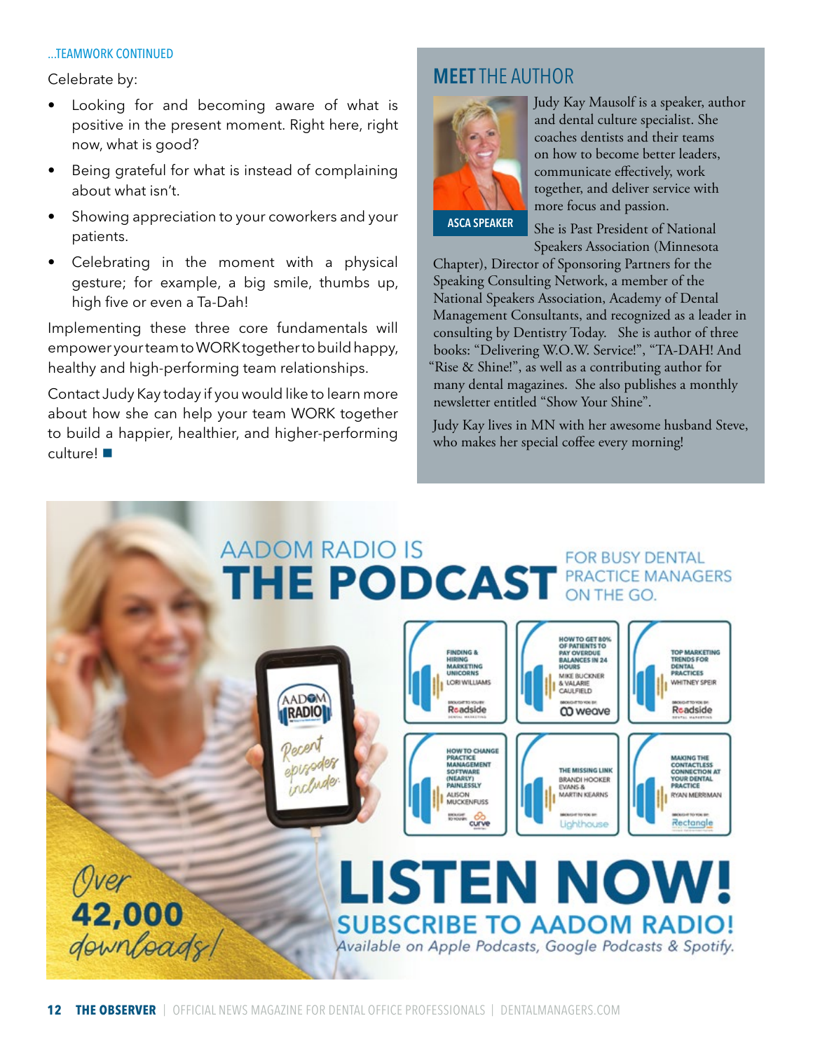...TEAMWORK CONTINUED

Celebrate by:

- Looking for and becoming aware of what is positive in the present moment. Right here, right now, what is good?
- Being grateful for what is instead of complaining about what isn't.
- Showing appreciation to your coworkers and your patients.
- Celebrating in the moment with a physical gesture; for example, a big smile, thumbs up, high five or even a Ta-Dah!

Implementing these three core fundamentals will empower your team to WORK together to build happy, healthy and high-performing team relationships.

Contact Judy Kay today if you would like to learn more about how she can help your team WORK together to build a happier, healthier, and higher-performing culture! ■

## MEET THE AUTHOR

ASCA SPEAKER

Judy Kay Mausolf is a speaker, author and dental culture specialist. She coaches dentists and their teams on how to become better leaders, communicate effectively, work together, and deliver service with more focus and passion.

She is Past President of National Speakers Association (Minnesota Chapter), Director of Sponsoring Partners for the Speaking Consulting Network, a member of the National Speakers Association, Academy of Dental Management Consultants, and recognized as a leader in consulting by Dentistry Today. She is author of three books: "Delivering W.O.W. Service!", "TA-DAH! And "Rise & Shine!", as well as a contributing author for many dental magazines. She also publishes a monthly newsletter entitled "Show Your Shine".

Judy Kay lives in MN with her awesome husband Steve, who makes her special coffee every morning!

AADOM RADIO IS **THE PODCAST** FOR BUSY DENTAL PRACTICE MANAGERS ON THE GO.

AADOM RADIO

Recent episodes include:

- FINDING & HIRING MARKETING UNICORNS — LORI WILLIAMS — Brought to you by: Roadside
- HOW TO GET 80% OF PATIENTS TO PAY OVERDUE BALANCES IN 24 HOURS — MIKE BUCKNER & VALARIE CAULFIELD — Brought to you by: weave
- TOP MARKETING TRENDS FOR DENTAL PRACTICES — WHITNEY SPEIR — Brought to you by: Roadside
- HOW TO CHANGE PRACTICE MANAGEMENT SOFTWARE (NEARLY) PAINLESSLY — ALISON MUCKENFUSS — Brought to you by: curve
- THE MISSING LINK — BRANDI HOOKER EVANS & MARTIN KEARNS — Brought to you by: Lighthouse
- MAKING THE CONTACTLESS CONNECTION AT YOUR DENTAL PRACTICE — RYAN MERRIMAN — Brought to you by: Rectangle

Over **42,000** downloads!

**LISTEN NOW!**

**SUBSCRIBE TO AADOM RADIO!**

*Available on Apple Podcasts, Google Podcasts & Spotify.*